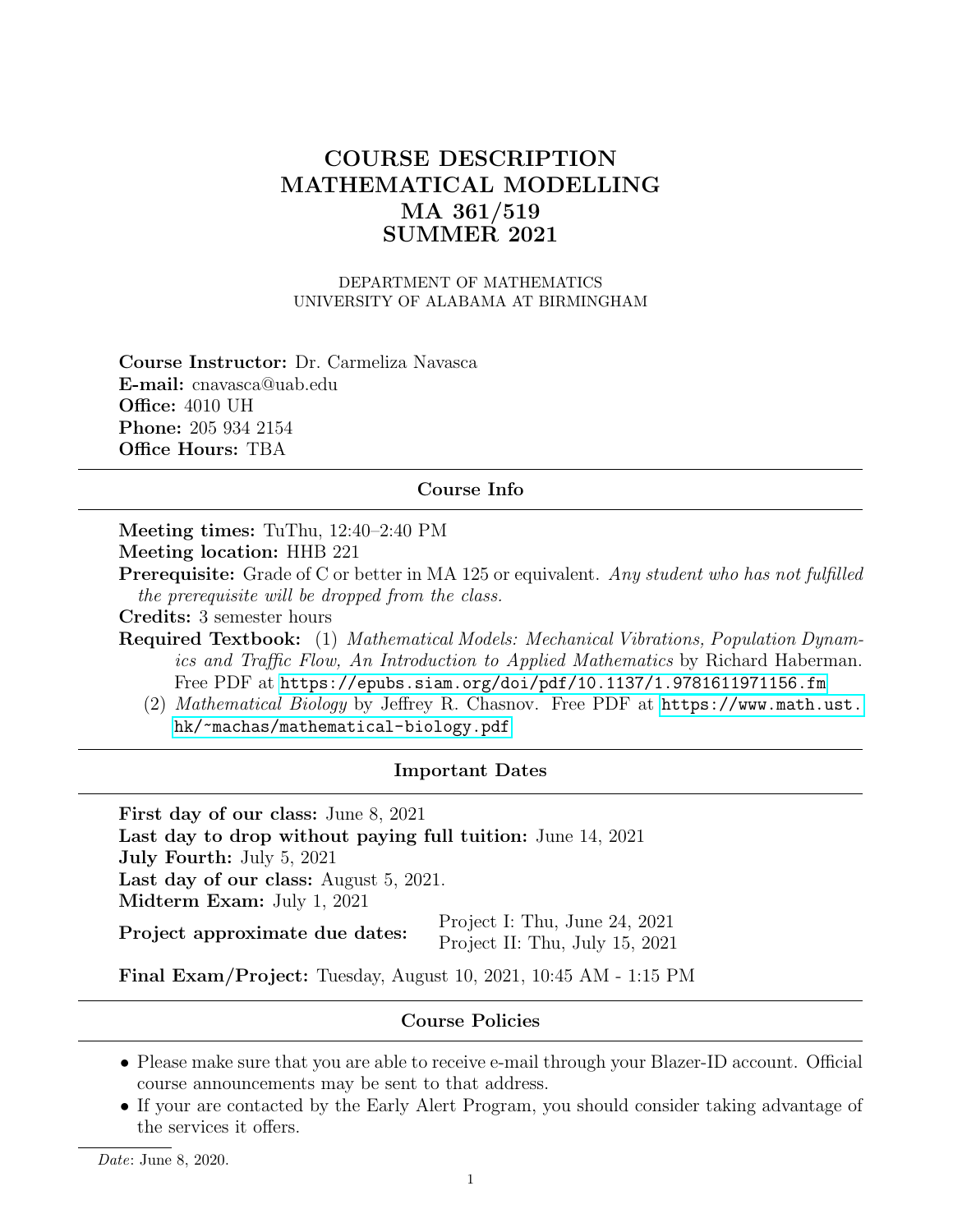# COURSE DESCRIPTION
# MATHEMATICAL MODELLING
# MA 361/519
# SUMMER 2021

DEPARTMENT OF MATHEMATICS
UNIVERSITY OF ALABAMA AT BIRMINGHAM

**Course Instructor:** Dr. Carmeliza Navasca
**E-mail:** cnavasca@uab.edu
**Office:** 4010 UH
**Phone:** 205 934 2154
**Office Hours:** TBA

## Course Info

**Meeting times:** TuThu, 12:40–2:40 PM
**Meeting location:** HHB 221
**Prerequisite:** Grade of C or better in MA 125 or equivalent. *Any student who has not fulfilled the prerequisite will be dropped from the class.*
**Credits:** 3 semester hours
**Required Textbook:** (1) *Mathematical Models: Mechanical Vibrations, Population Dynamics and Traffic Flow, An Introduction to Applied Mathematics* by Richard Haberman. Free PDF at https://epubs.siam.org/doi/pdf/10.1137/1.9781611971156.fm
(2) *Mathematical Biology* by Jeffrey R. Chasnov. Free PDF at https://www.math.ust.hk/~machas/mathematical-biology.pdf

## Important Dates

**First day of our class:** June 8, 2021
**Last day to drop without paying full tuition:** June 14, 2021
**July Fourth:** July 5, 2021
**Last day of our class:** August 5, 2021.
**Midterm Exam:** July 1, 2021
**Project approximate due dates:** Project I: Thu, June 24, 2021
Project II: Thu, July 15, 2021

**Final Exam/Project:** Tuesday, August 10, 2021, 10:45 AM - 1:15 PM

## Course Policies

- Please make sure that you are able to receive e-mail through your Blazer-ID account. Official course announcements may be sent to that address.
- If your are contacted by the Early Alert Program, you should consider taking advantage of the services it offers.

*Date*: June 8, 2020.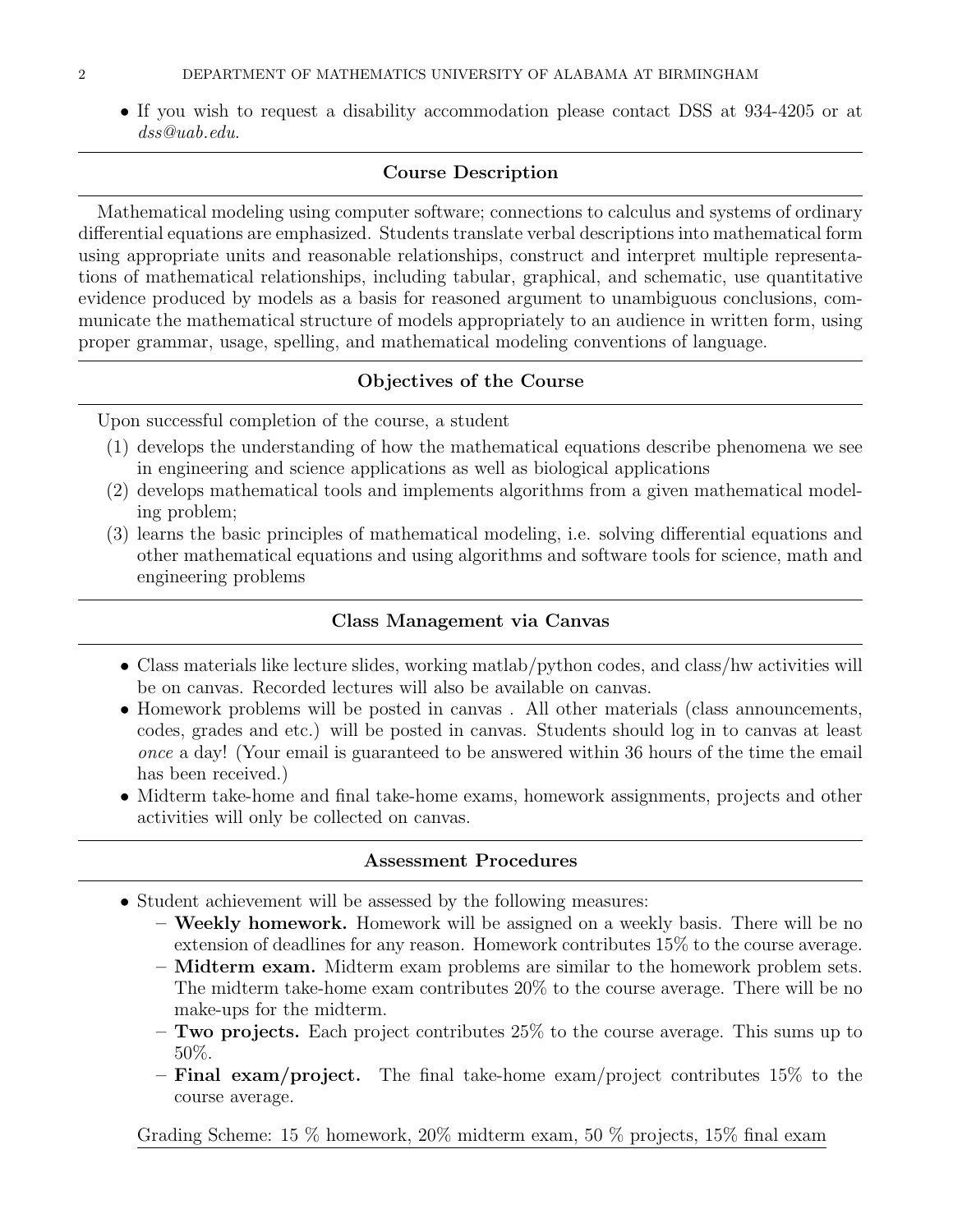- If you wish to request a disability accommodation please contact DSS at 934-4205 or at *dss@uab.edu*.

## Course Description

Mathematical modeling using computer software; connections to calculus and systems of ordinary differential equations are emphasized. Students translate verbal descriptions into mathematical form using appropriate units and reasonable relationships, construct and interpret multiple representations of mathematical relationships, including tabular, graphical, and schematic, use quantitative evidence produced by models as a basis for reasoned argument to unambiguous conclusions, communicate the mathematical structure of models appropriately to an audience in written form, using proper grammar, usage, spelling, and mathematical modeling conventions of language.

## Objectives of the Course

Upon successful completion of the course, a student

1. develops the understanding of how the mathematical equations describe phenomena we see in engineering and science applications as well as biological applications
2. develops mathematical tools and implements algorithms from a given mathematical modeling problem;
3. learns the basic principles of mathematical modeling, i.e. solving differential equations and other mathematical equations and using algorithms and software tools for science, math and engineering problems

## Class Management via Canvas

- Class materials like lecture slides, working matlab/python codes, and class/hw activities will be on canvas. Recorded lectures will also be available on canvas.
- Homework problems will be posted in canvas . All other materials (class announcements, codes, grades and etc.) will be posted in canvas. Students should log in to canvas at least *once* a day! (Your email is guaranteed to be answered within 36 hours of the time the email has been received.)
- Midterm take-home and final take-home exams, homework assignments, projects and other activities will only be collected on canvas.

## Assessment Procedures

- Student achievement will be assessed by the following measures:
  - **Weekly homework.** Homework will be assigned on a weekly basis. There will be no extension of deadlines for any reason. Homework contributes 15% to the course average.
  - **Midterm exam.** Midterm exam problems are similar to the homework problem sets. The midterm take-home exam contributes 20% to the course average. There will be no make-ups for the midterm.
  - **Two projects.** Each project contributes 25% to the course average. This sums up to 50%.
  - **Final exam/project.** The final take-home exam/project contributes 15% to the course average.

Grading Scheme: 15 % homework, 20% midterm exam, 50 % projects, 15% final exam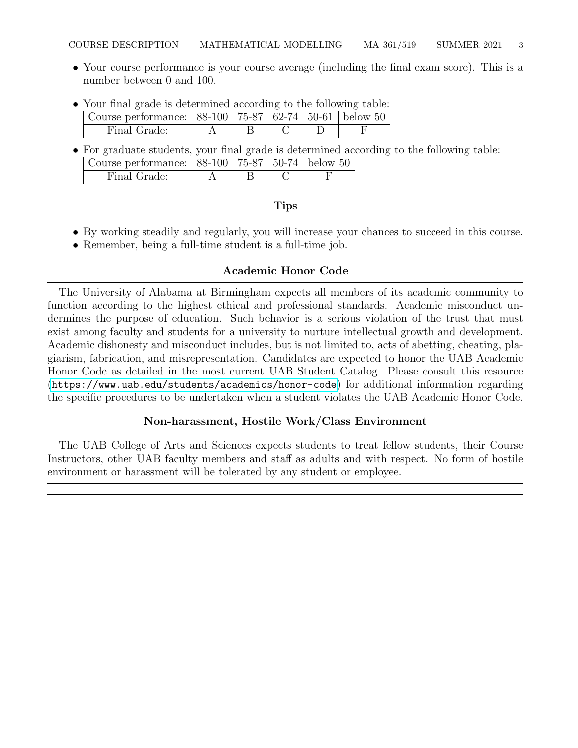- Your course performance is your course average (including the final exam score). This is a number between 0 and 100.
- Your final grade is determined according to the following table:

| Course performance: | 88-100 | 75-87 | 62-74 | 50-61 | below 50 |
|---|---|---|---|---|---|
| Final Grade: | A | B | C | D | F |

- For graduate students, your final grade is determined according to the following table:

| Course performance: | 88-100 | 75-87 | 50-74 | below 50 |
|---|---|---|---|---|
| Final Grade: | A | B | C | F |

## Tips

- By working steadily and regularly, you will increase your chances to succeed in this course.
- Remember, being a full-time student is a full-time job.

## Academic Honor Code

The University of Alabama at Birmingham expects all members of its academic community to function according to the highest ethical and professional standards. Academic misconduct undermines the purpose of education. Such behavior is a serious violation of the trust that must exist among faculty and students for a university to nurture intellectual growth and development. Academic dishonesty and misconduct includes, but is not limited to, acts of abetting, cheating, plagiarism, fabrication, and misrepresentation. Candidates are expected to honor the UAB Academic Honor Code as detailed in the most current UAB Student Catalog. Please consult this resource (https://www.uab.edu/students/academics/honor-code) for additional information regarding the specific procedures to be undertaken when a student violates the UAB Academic Honor Code.

## Non-harassment, Hostile Work/Class Environment

The UAB College of Arts and Sciences expects students to treat fellow students, their Course Instructors, other UAB faculty members and staff as adults and with respect. No form of hostile environment or harassment will be tolerated by any student or employee.